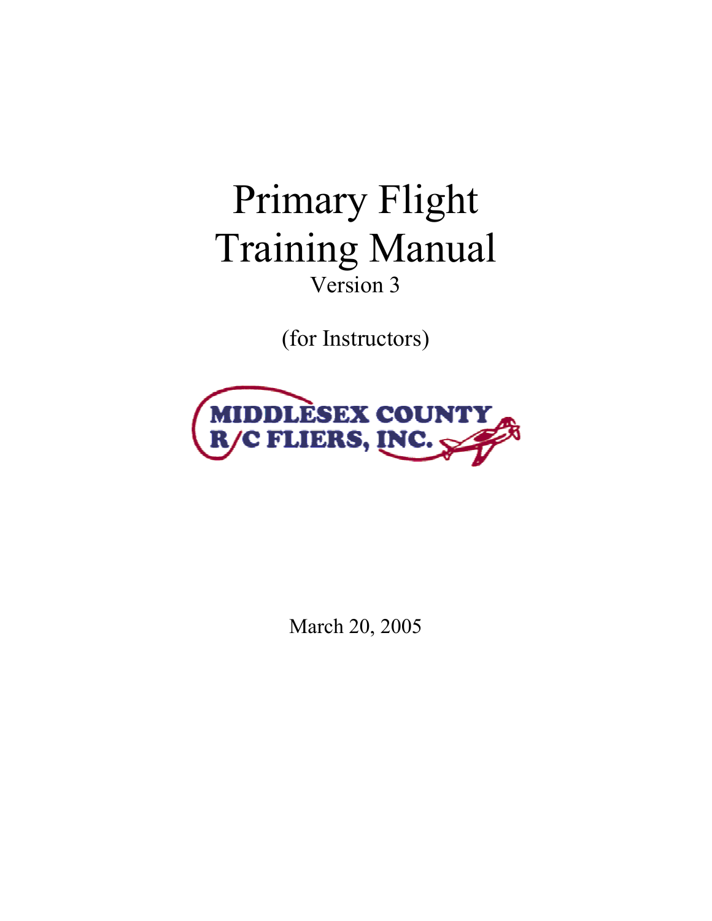# Primary Flight Training Manual

Version 3

(for Instructors)

MIDDLESEX COUNTY R/C FLIERS, INC.

March 20, 2005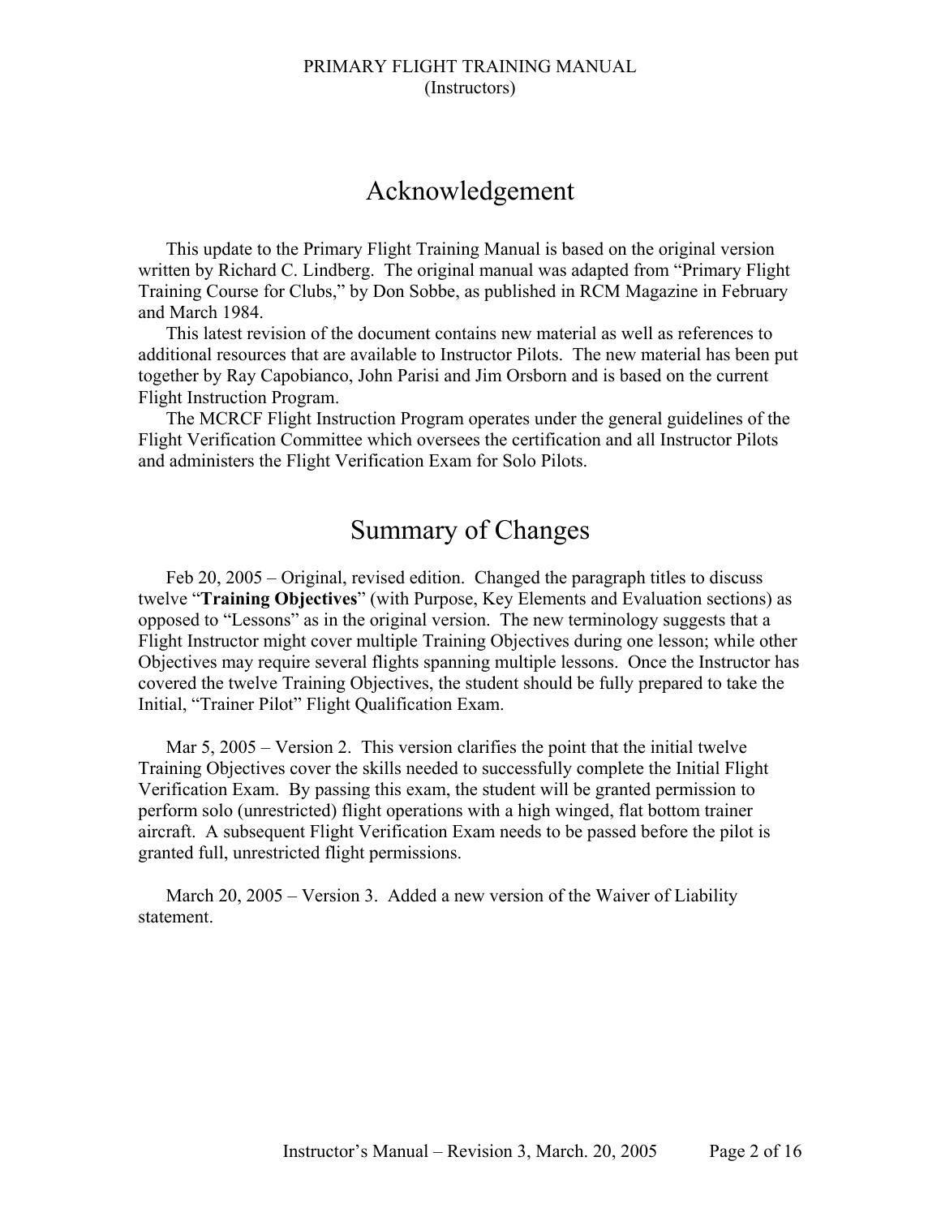# Acknowledgement

This update to the Primary Flight Training Manual is based on the original version written by Richard C. Lindberg. The original manual was adapted from "Primary Flight Training Course for Clubs," by Don Sobbe, as published in RCM Magazine in February and March 1984.

This latest revision of the document contains new material as well as references to additional resources that are available to Instructor Pilots. The new material has been put together by Ray Capobianco, John Parisi and Jim Orsborn and is based on the current Flight Instruction Program.

The MCRCF Flight Instruction Program operates under the general guidelines of the Flight Verification Committee which oversees the certification and all Instructor Pilots and administers the Flight Verification Exam for Solo Pilots.

# Summary of Changes

Feb 20, 2005 – Original, revised edition. Changed the paragraph titles to discuss twelve "**Training Objectives**" (with Purpose, Key Elements and Evaluation sections) as opposed to "Lessons" as in the original version. The new terminology suggests that a Flight Instructor might cover multiple Training Objectives during one lesson; while other Objectives may require several flights spanning multiple lessons. Once the Instructor has covered the twelve Training Objectives, the student should be fully prepared to take the Initial, "Trainer Pilot" Flight Qualification Exam.

Mar 5, 2005 – Version 2. This version clarifies the point that the initial twelve Training Objectives cover the skills needed to successfully complete the Initial Flight Verification Exam. By passing this exam, the student will be granted permission to perform solo (unrestricted) flight operations with a high winged, flat bottom trainer aircraft. A subsequent Flight Verification Exam needs to be passed before the pilot is granted full, unrestricted flight permissions.

March 20, 2005 – Version 3. Added a new version of the Waiver of Liability statement.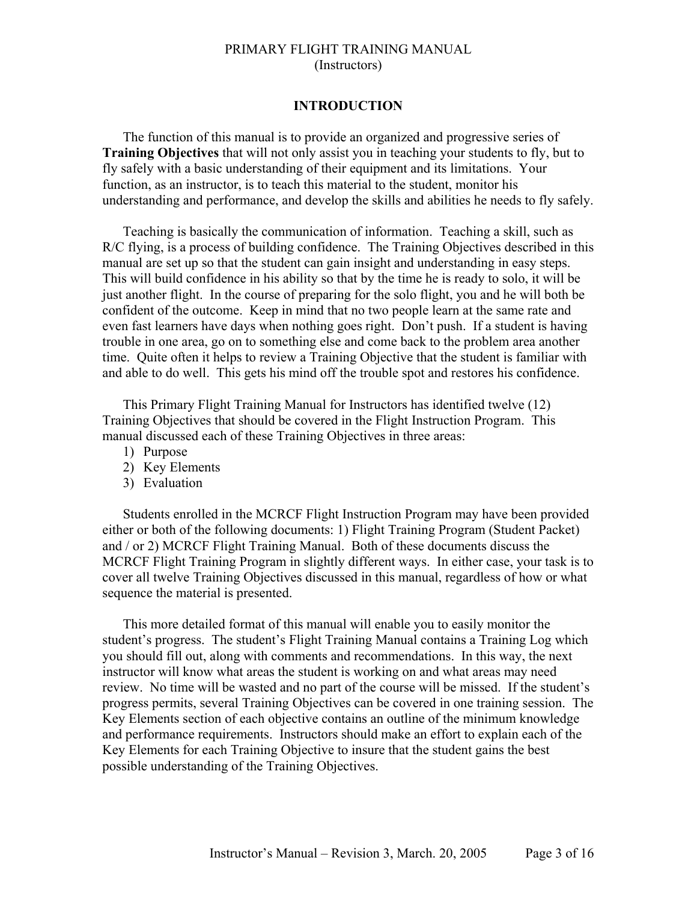## INTRODUCTION

The function of this manual is to provide an organized and progressive series of **Training Objectives** that will not only assist you in teaching your students to fly, but to fly safely with a basic understanding of their equipment and its limitations. Your function, as an instructor, is to teach this material to the student, monitor his understanding and performance, and develop the skills and abilities he needs to fly safely.

Teaching is basically the communication of information. Teaching a skill, such as R/C flying, is a process of building confidence. The Training Objectives described in this manual are set up so that the student can gain insight and understanding in easy steps. This will build confidence in his ability so that by the time he is ready to solo, it will be just another flight. In the course of preparing for the solo flight, you and he will both be confident of the outcome. Keep in mind that no two people learn at the same rate and even fast learners have days when nothing goes right. Don't push. If a student is having trouble in one area, go on to something else and come back to the problem area another time. Quite often it helps to review a Training Objective that the student is familiar with and able to do well. This gets his mind off the trouble spot and restores his confidence.

This Primary Flight Training Manual for Instructors has identified twelve (12) Training Objectives that should be covered in the Flight Instruction Program. This manual discussed each of these Training Objectives in three areas:

1) Purpose
2) Key Elements
3) Evaluation

Students enrolled in the MCRCF Flight Instruction Program may have been provided either or both of the following documents: 1) Flight Training Program (Student Packet) and / or 2) MCRCF Flight Training Manual. Both of these documents discuss the MCRCF Flight Training Program in slightly different ways. In either case, your task is to cover all twelve Training Objectives discussed in this manual, regardless of how or what sequence the material is presented.

This more detailed format of this manual will enable you to easily monitor the student's progress. The student's Flight Training Manual contains a Training Log which you should fill out, along with comments and recommendations. In this way, the next instructor will know what areas the student is working on and what areas may need review. No time will be wasted and no part of the course will be missed. If the student's progress permits, several Training Objectives can be covered in one training session. The Key Elements section of each objective contains an outline of the minimum knowledge and performance requirements. Instructors should make an effort to explain each of the Key Elements for each Training Objective to insure that the student gains the best possible understanding of the Training Objectives.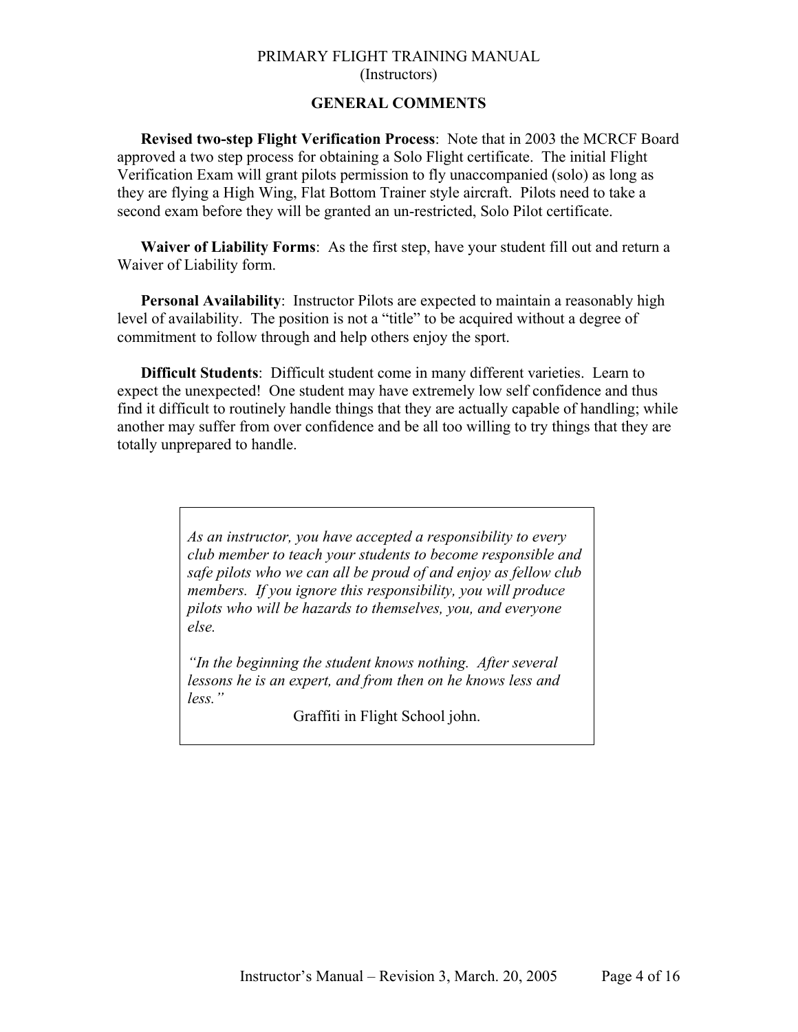## GENERAL COMMENTS

**Revised two-step Flight Verification Process**: Note that in 2003 the MCRCF Board approved a two step process for obtaining a Solo Flight certificate. The initial Flight Verification Exam will grant pilots permission to fly unaccompanied (solo) as long as they are flying a High Wing, Flat Bottom Trainer style aircraft. Pilots need to take a second exam before they will be granted an un-restricted, Solo Pilot certificate.

**Waiver of Liability Forms**: As the first step, have your student fill out and return a Waiver of Liability form.

**Personal Availability**: Instructor Pilots are expected to maintain a reasonably high level of availability. The position is not a "title" to be acquired without a degree of commitment to follow through and help others enjoy the sport.

**Difficult Students**: Difficult student come in many different varieties. Learn to expect the unexpected! One student may have extremely low self confidence and thus find it difficult to routinely handle things that they are actually capable of handling; while another may suffer from over confidence and be all too willing to try things that they are totally unprepared to handle.

> *As an instructor, you have accepted a responsibility to every club member to teach your students to become responsible and safe pilots who we can all be proud of and enjoy as fellow club members. If you ignore this responsibility, you will produce pilots who will be hazards to themselves, you, and everyone else.*
>
> *"In the beginning the student knows nothing. After several lessons he is an expert, and from then on he knows less and less."*
>
> Graffiti in Flight School john.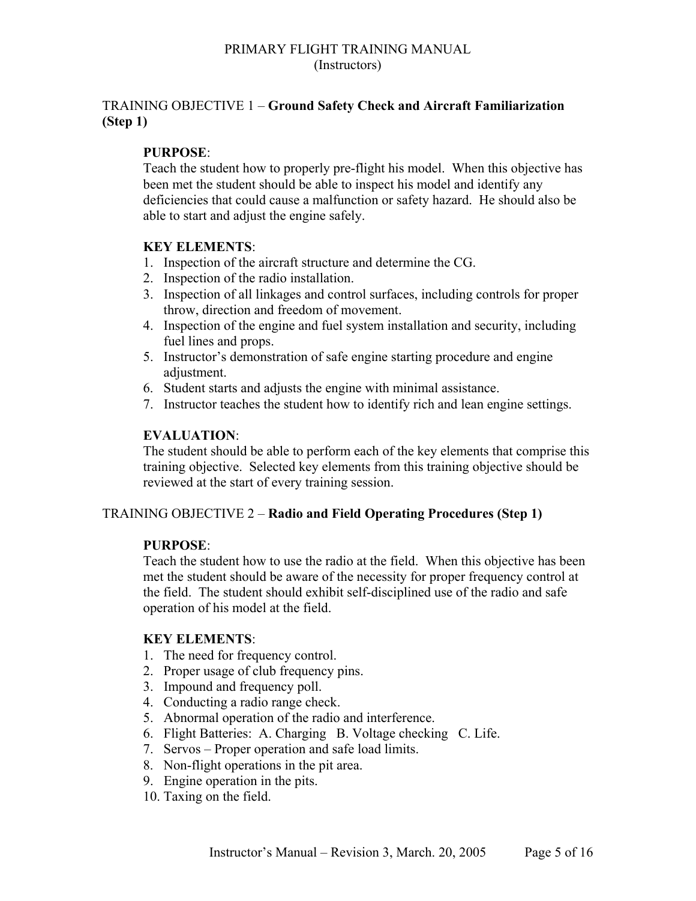## TRAINING OBJECTIVE 1 – **Ground Safety Check and Aircraft Familiarization (Step 1)**

**PURPOSE**:
Teach the student how to properly pre-flight his model. When this objective has been met the student should be able to inspect his model and identify any deficiencies that could cause a malfunction or safety hazard. He should also be able to start and adjust the engine safely.

**KEY ELEMENTS**:
1. Inspection of the aircraft structure and determine the CG.
2. Inspection of the radio installation.
3. Inspection of all linkages and control surfaces, including controls for proper throw, direction and freedom of movement.
4. Inspection of the engine and fuel system installation and security, including fuel lines and props.
5. Instructor's demonstration of safe engine starting procedure and engine adjustment.
6. Student starts and adjusts the engine with minimal assistance.
7. Instructor teaches the student how to identify rich and lean engine settings.

**EVALUATION**:
The student should be able to perform each of the key elements that comprise this training objective. Selected key elements from this training objective should be reviewed at the start of every training session.

## TRAINING OBJECTIVE 2 – **Radio and Field Operating Procedures (Step 1)**

**PURPOSE**:
Teach the student how to use the radio at the field. When this objective has been met the student should be aware of the necessity for proper frequency control at the field. The student should exhibit self-disciplined use of the radio and safe operation of his model at the field.

**KEY ELEMENTS**:
1. The need for frequency control.
2. Proper usage of club frequency pins.
3. Impound and frequency poll.
4. Conducting a radio range check.
5. Abnormal operation of the radio and interference.
6. Flight Batteries: A. Charging B. Voltage checking C. Life.
7. Servos – Proper operation and safe load limits.
8. Non-flight operations in the pit area.
9. Engine operation in the pits.
10. Taxing on the field.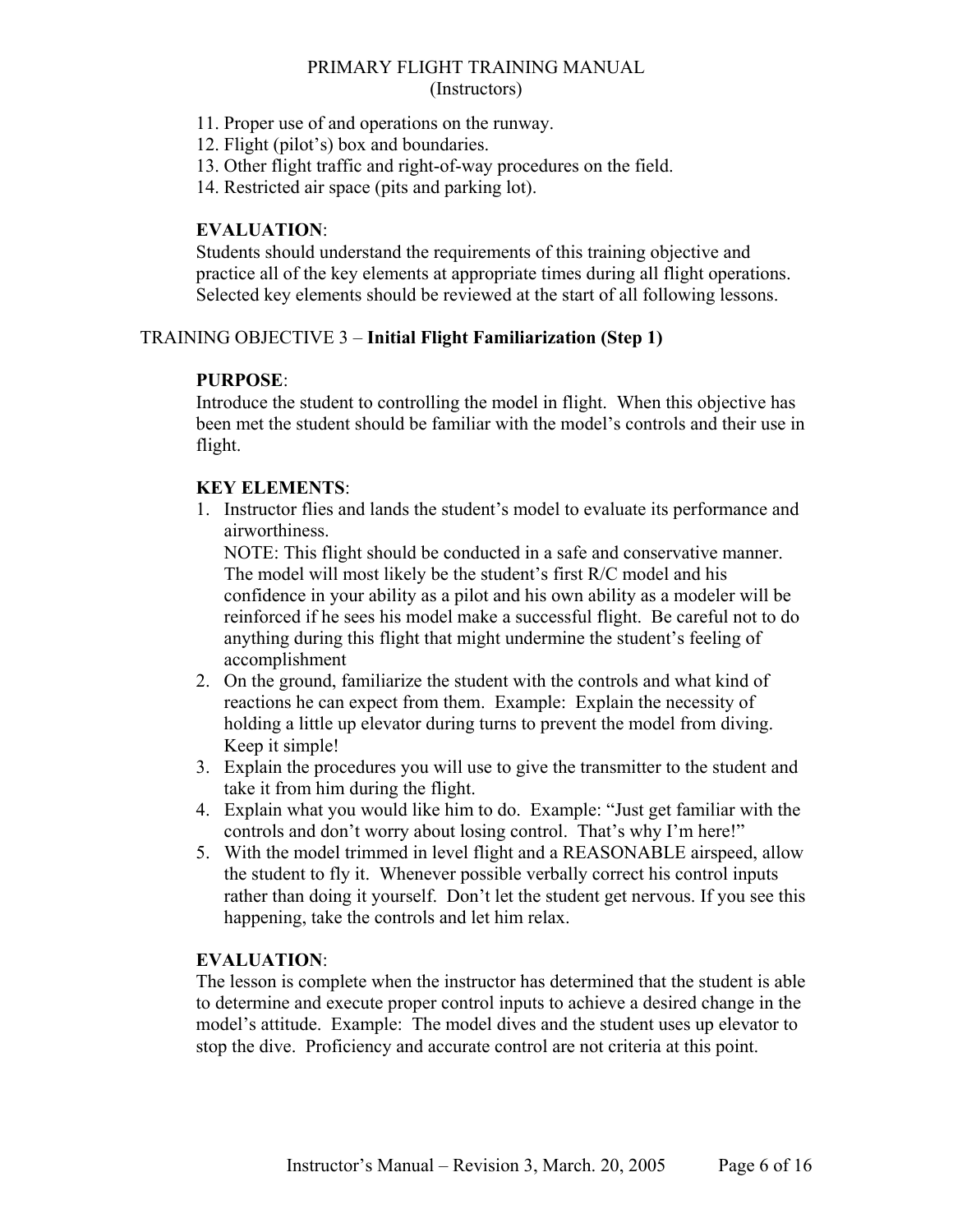11. Proper use of and operations on the runway.
12. Flight (pilot's) box and boundaries.
13. Other flight traffic and right-of-way procedures on the field.
14. Restricted air space (pits and parking lot).

**EVALUATION**:
Students should understand the requirements of this training objective and practice all of the key elements at appropriate times during all flight operations. Selected key elements should be reviewed at the start of all following lessons.

## TRAINING OBJECTIVE 3 – **Initial Flight Familiarization (Step 1)**

**PURPOSE**:
Introduce the student to controlling the model in flight. When this objective has been met the student should be familiar with the model's controls and their use in flight.

**KEY ELEMENTS**:

1. Instructor flies and lands the student's model to evaluate its performance and airworthiness.
   NOTE: This flight should be conducted in a safe and conservative manner. The model will most likely be the student's first R/C model and his confidence in your ability as a pilot and his own ability as a modeler will be reinforced if he sees his model make a successful flight. Be careful not to do anything during this flight that might undermine the student's feeling of accomplishment
2. On the ground, familiarize the student with the controls and what kind of reactions he can expect from them. Example: Explain the necessity of holding a little up elevator during turns to prevent the model from diving. Keep it simple!
3. Explain the procedures you will use to give the transmitter to the student and take it from him during the flight.
4. Explain what you would like him to do. Example: "Just get familiar with the controls and don't worry about losing control. That's why I'm here!"
5. With the model trimmed in level flight and a REASONABLE airspeed, allow the student to fly it. Whenever possible verbally correct his control inputs rather than doing it yourself. Don't let the student get nervous. If you see this happening, take the controls and let him relax.

**EVALUATION**:
The lesson is complete when the instructor has determined that the student is able to determine and execute proper control inputs to achieve a desired change in the model's attitude. Example: The model dives and the student uses up elevator to stop the dive. Proficiency and accurate control are not criteria at this point.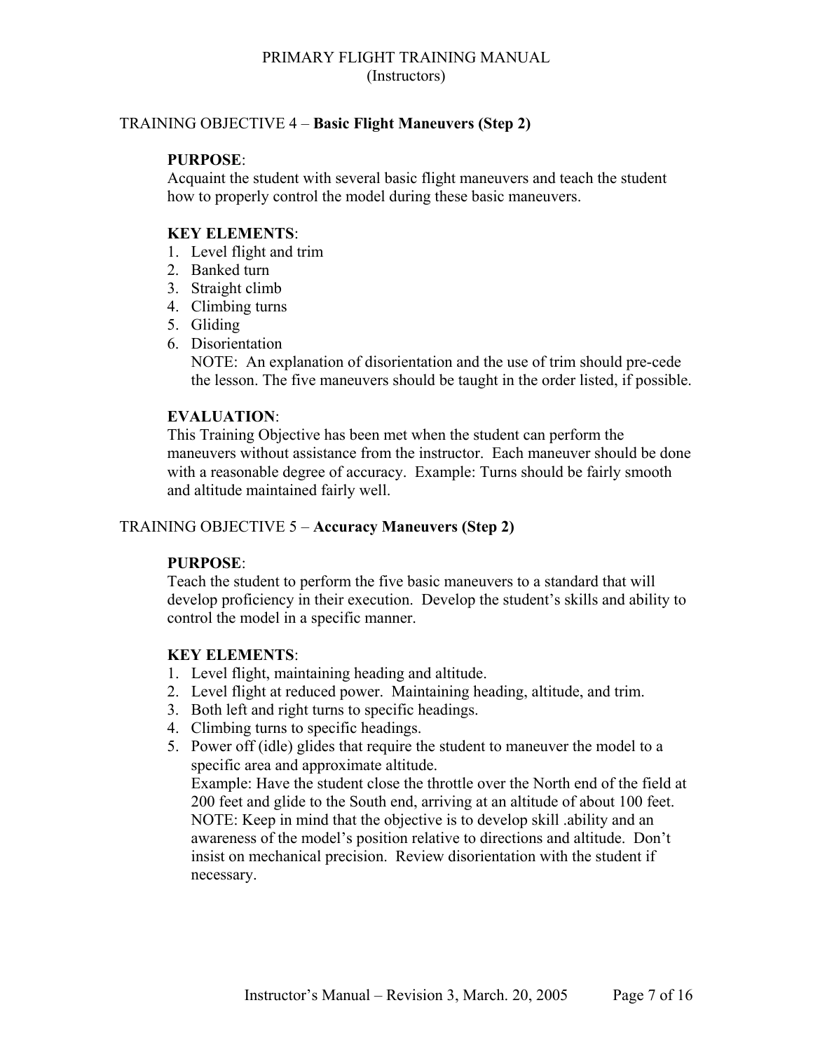TRAINING OBJECTIVE 4 – **Basic Flight Maneuvers (Step 2)**

**PURPOSE**:
Acquaint the student with several basic flight maneuvers and teach the student how to properly control the model during these basic maneuvers.

**KEY ELEMENTS**:

1. Level flight and trim
2. Banked turn
3. Straight climb
4. Climbing turns
5. Gliding
6. Disorientation
   NOTE: An explanation of disorientation and the use of trim should pre-cede the lesson. The five maneuvers should be taught in the order listed, if possible.

**EVALUATION**:
This Training Objective has been met when the student can perform the maneuvers without assistance from the instructor. Each maneuver should be done with a reasonable degree of accuracy. Example: Turns should be fairly smooth and altitude maintained fairly well.

TRAINING OBJECTIVE 5 – **Accuracy Maneuvers (Step 2)**

**PURPOSE**:
Teach the student to perform the five basic maneuvers to a standard that will develop proficiency in their execution. Develop the student's skills and ability to control the model in a specific manner.

**KEY ELEMENTS**:

1. Level flight, maintaining heading and altitude.
2. Level flight at reduced power. Maintaining heading, altitude, and trim.
3. Both left and right turns to specific headings.
4. Climbing turns to specific headings.
5. Power off (idle) glides that require the student to maneuver the model to a specific area and approximate altitude.
   Example: Have the student close the throttle over the North end of the field at 200 feet and glide to the South end, arriving at an altitude of about 100 feet.
   NOTE: Keep in mind that the objective is to develop skill .ability and an awareness of the model's position relative to directions and altitude. Don't insist on mechanical precision. Review disorientation with the student if necessary.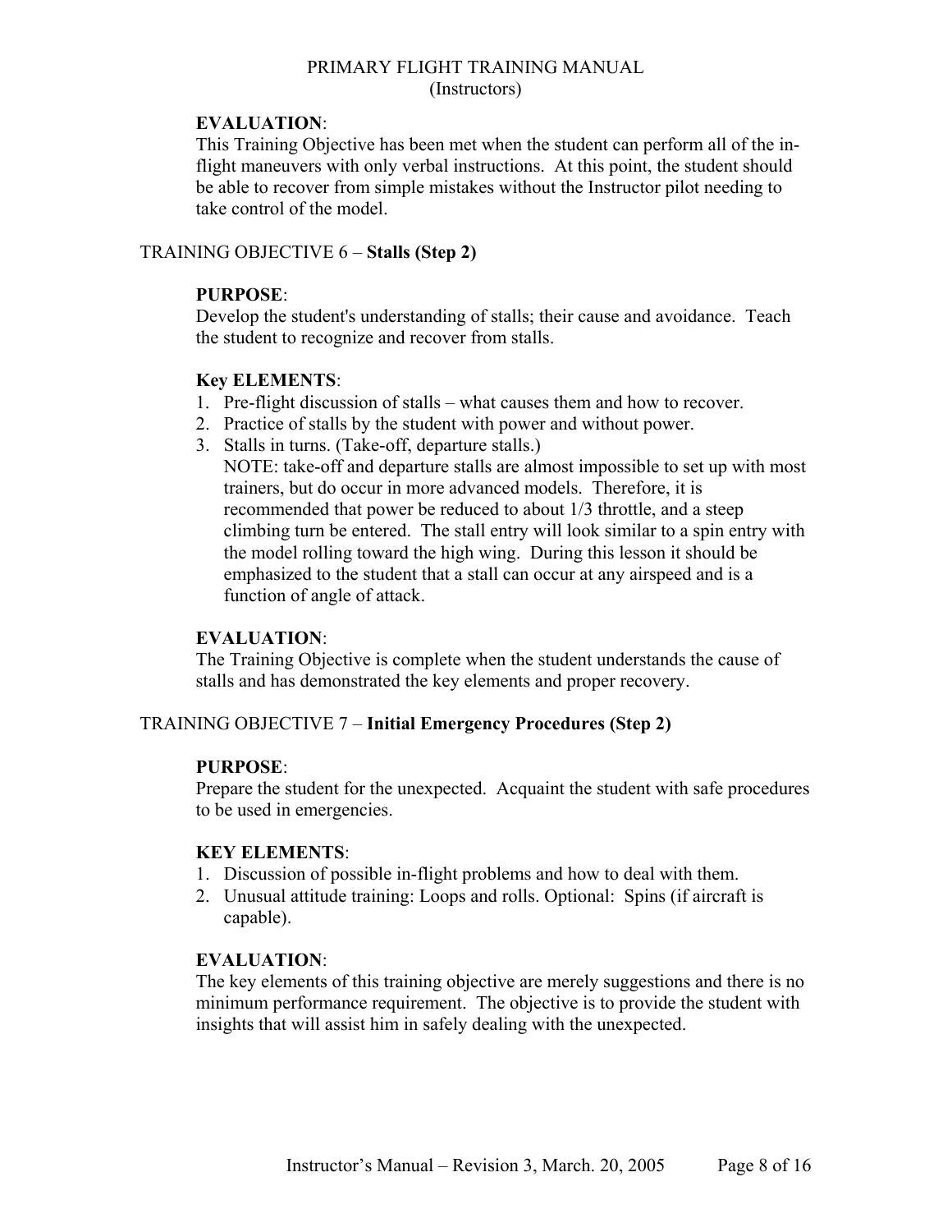**EVALUATION**:
This Training Objective has been met when the student can perform all of the in-flight maneuvers with only verbal instructions. At this point, the student should be able to recover from simple mistakes without the Instructor pilot needing to take control of the model.

## TRAINING OBJECTIVE 6 – **Stalls (Step 2)**

**PURPOSE**:
Develop the student's understanding of stalls; their cause and avoidance. Teach the student to recognize and recover from stalls.

**Key ELEMENTS**:
1. Pre-flight discussion of stalls – what causes them and how to recover.
2. Practice of stalls by the student with power and without power.
3. Stalls in turns. (Take-off, departure stalls.)
   NOTE: take-off and departure stalls are almost impossible to set up with most trainers, but do occur in more advanced models. Therefore, it is recommended that power be reduced to about 1/3 throttle, and a steep climbing turn be entered. The stall entry will look similar to a spin entry with the model rolling toward the high wing. During this lesson it should be emphasized to the student that a stall can occur at any airspeed and is a function of angle of attack.

**EVALUATION**:
The Training Objective is complete when the student understands the cause of stalls and has demonstrated the key elements and proper recovery.

## TRAINING OBJECTIVE 7 – **Initial Emergency Procedures (Step 2)**

**PURPOSE**:
Prepare the student for the unexpected. Acquaint the student with safe procedures to be used in emergencies.

**KEY ELEMENTS**:
1. Discussion of possible in-flight problems and how to deal with them.
2. Unusual attitude training: Loops and rolls. Optional: Spins (if aircraft is capable).

**EVALUATION**:
The key elements of this training objective are merely suggestions and there is no minimum performance requirement. The objective is to provide the student with insights that will assist him in safely dealing with the unexpected.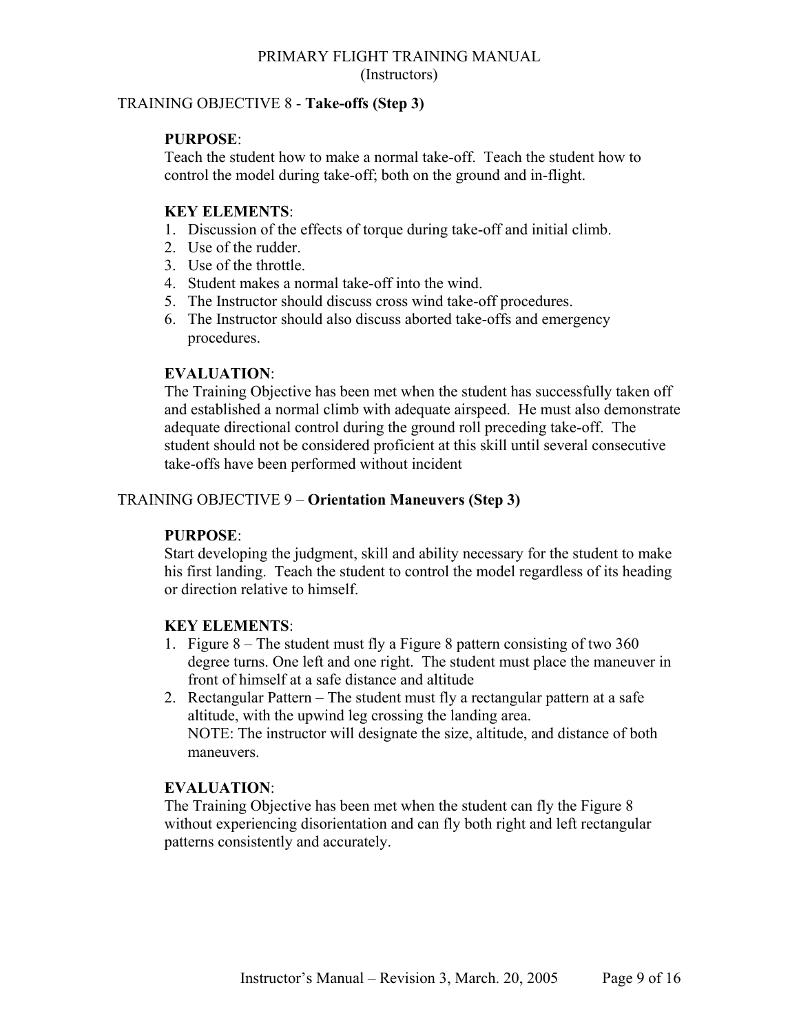## TRAINING OBJECTIVE 8 - **Take-offs (Step 3)**

**PURPOSE**:
Teach the student how to make a normal take-off. Teach the student how to control the model during take-off; both on the ground and in-flight.

**KEY ELEMENTS**:

1. Discussion of the effects of torque during take-off and initial climb.
2. Use of the rudder.
3. Use of the throttle.
4. Student makes a normal take-off into the wind.
5. The Instructor should discuss cross wind take-off procedures.
6. The Instructor should also discuss aborted take-offs and emergency procedures.

**EVALUATION**:
The Training Objective has been met when the student has successfully taken off and established a normal climb with adequate airspeed. He must also demonstrate adequate directional control during the ground roll preceding take-off. The student should not be considered proficient at this skill until several consecutive take-offs have been performed without incident

## TRAINING OBJECTIVE 9 – **Orientation Maneuvers (Step 3)**

**PURPOSE**:
Start developing the judgment, skill and ability necessary for the student to make his first landing. Teach the student to control the model regardless of its heading or direction relative to himself.

**KEY ELEMENTS**:

1. Figure 8 – The student must fly a Figure 8 pattern consisting of two 360 degree turns. One left and one right. The student must place the maneuver in front of himself at a safe distance and altitude
2. Rectangular Pattern – The student must fly a rectangular pattern at a safe altitude, with the upwind leg crossing the landing area.
   NOTE: The instructor will designate the size, altitude, and distance of both maneuvers.

**EVALUATION**:
The Training Objective has been met when the student can fly the Figure 8 without experiencing disorientation and can fly both right and left rectangular patterns consistently and accurately.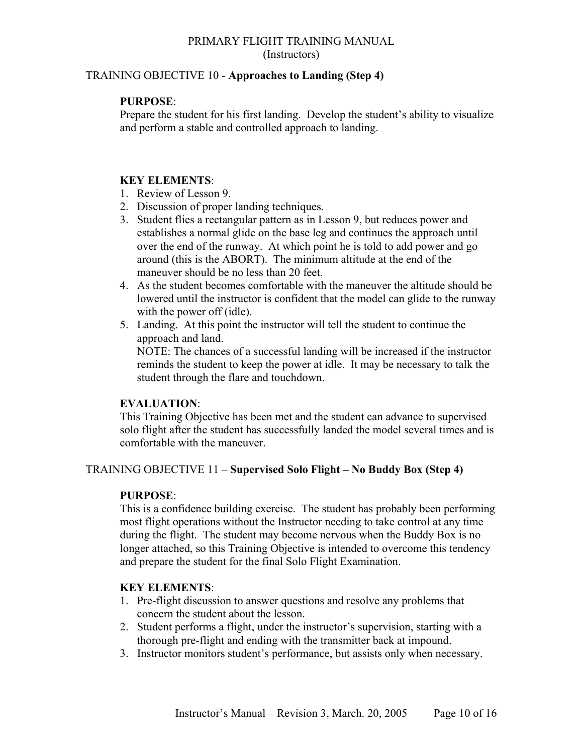## TRAINING OBJECTIVE 10 - **Approaches to Landing (Step 4)**

**PURPOSE**:
Prepare the student for his first landing. Develop the student's ability to visualize and perform a stable and controlled approach to landing.

**KEY ELEMENTS**:

1. Review of Lesson 9.
2. Discussion of proper landing techniques.
3. Student flies a rectangular pattern as in Lesson 9, but reduces power and establishes a normal glide on the base leg and continues the approach until over the end of the runway. At which point he is told to add power and go around (this is the ABORT). The minimum altitude at the end of the maneuver should be no less than 20 feet.
4. As the student becomes comfortable with the maneuver the altitude should be lowered until the instructor is confident that the model can glide to the runway with the power off (idle).
5. Landing. At this point the instructor will tell the student to continue the approach and land.
   NOTE: The chances of a successful landing will be increased if the instructor reminds the student to keep the power at idle. It may be necessary to talk the student through the flare and touchdown.

**EVALUATION**:
This Training Objective has been met and the student can advance to supervised solo flight after the student has successfully landed the model several times and is comfortable with the maneuver.

## TRAINING OBJECTIVE 11 – **Supervised Solo Flight – No Buddy Box (Step 4)**

**PURPOSE**:
This is a confidence building exercise. The student has probably been performing most flight operations without the Instructor needing to take control at any time during the flight. The student may become nervous when the Buddy Box is no longer attached, so this Training Objective is intended to overcome this tendency and prepare the student for the final Solo Flight Examination.

**KEY ELEMENTS**:

1. Pre-flight discussion to answer questions and resolve any problems that concern the student about the lesson.
2. Student performs a flight, under the instructor's supervision, starting with a thorough pre-flight and ending with the transmitter back at impound.
3. Instructor monitors student's performance, but assists only when necessary.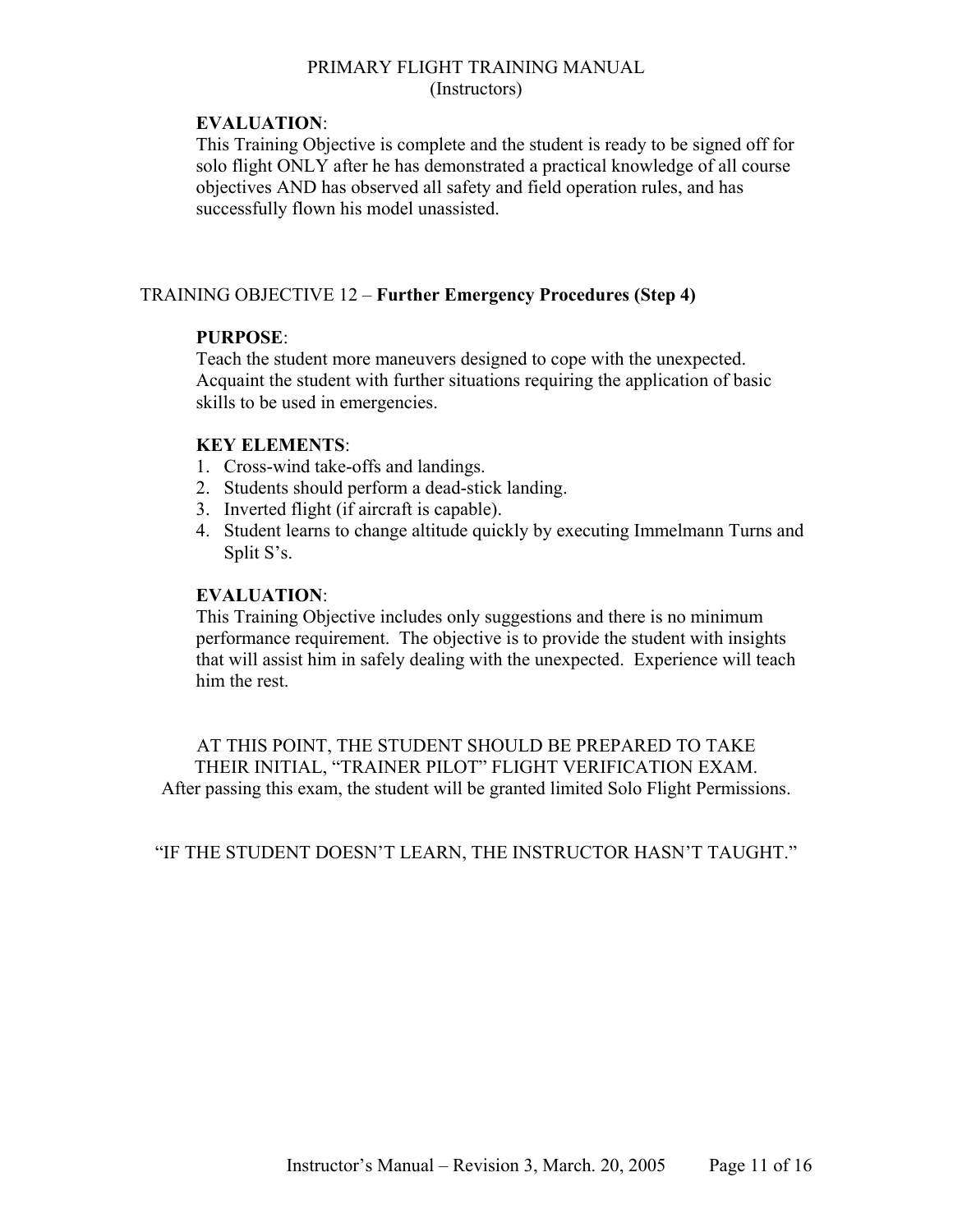**EVALUATION**:
This Training Objective is complete and the student is ready to be signed off for solo flight ONLY after he has demonstrated a practical knowledge of all course objectives AND has observed all safety and field operation rules, and has successfully flown his model unassisted.

## TRAINING OBJECTIVE 12 – **Further Emergency Procedures (Step 4)**

**PURPOSE**:
Teach the student more maneuvers designed to cope with the unexpected. Acquaint the student with further situations requiring the application of basic skills to be used in emergencies.

**KEY ELEMENTS**:
1. Cross-wind take-offs and landings.
2. Students should perform a dead-stick landing.
3. Inverted flight (if aircraft is capable).
4. Student learns to change altitude quickly by executing Immelmann Turns and Split S's.

**EVALUATION**:
This Training Objective includes only suggestions and there is no minimum performance requirement. The objective is to provide the student with insights that will assist him in safely dealing with the unexpected. Experience will teach him the rest.

AT THIS POINT, THE STUDENT SHOULD BE PREPARED TO TAKE THEIR INITIAL, "TRAINER PILOT" FLIGHT VERIFICATION EXAM.
After passing this exam, the student will be granted limited Solo Flight Permissions.

"IF THE STUDENT DOESN'T LEARN, THE INSTRUCTOR HASN'T TAUGHT."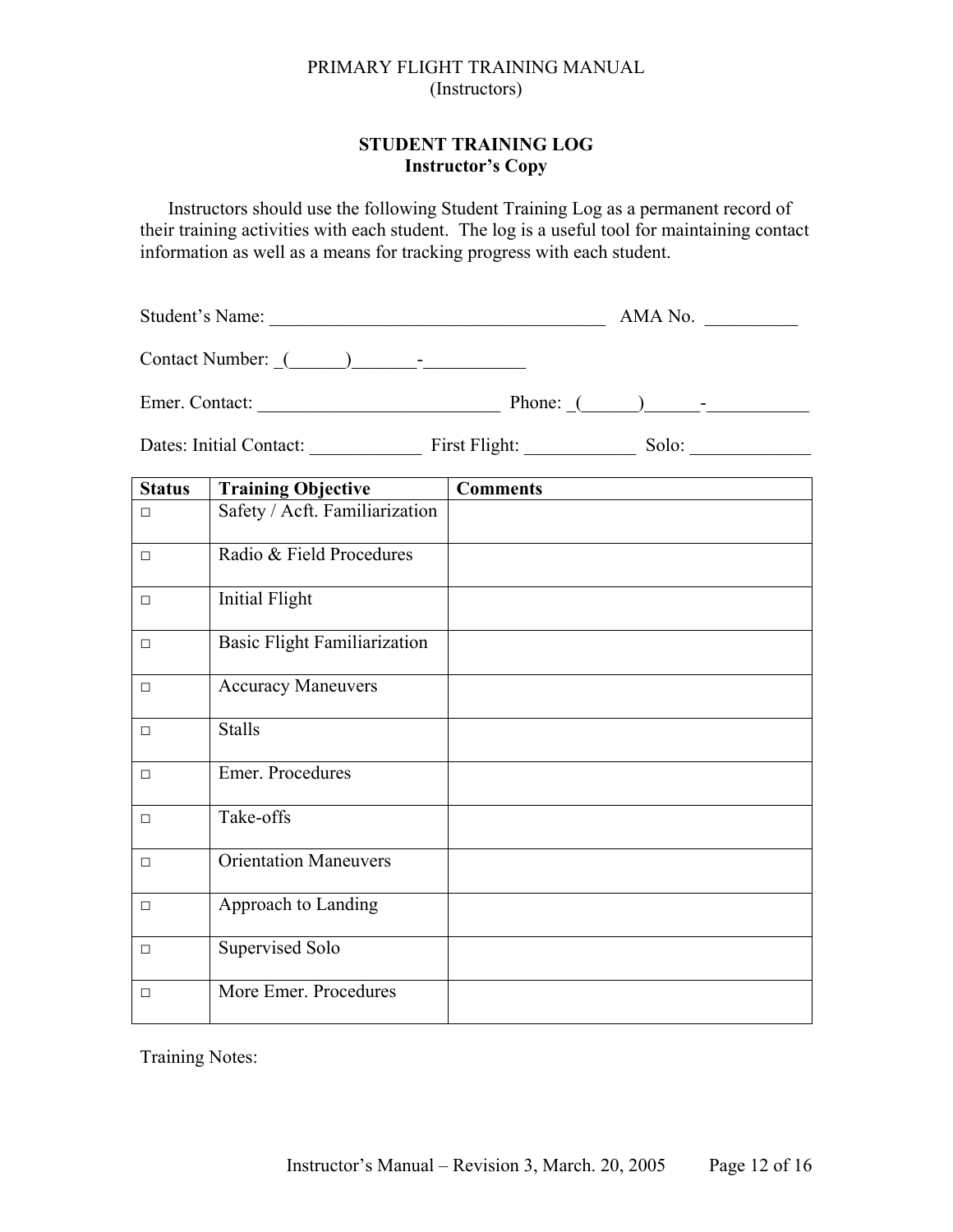## STUDENT TRAINING LOG
### Instructor's Copy

Instructors should use the following Student Training Log as a permanent record of their training activities with each student. The log is a useful tool for maintaining contact information as well as a means for tracking progress with each student.

Student's Name: ____________________________________ AMA No. __________

Contact Number: _(______)_______-___________

Emer. Contact: __________________________ Phone: _(______)______-___________

Dates: Initial Contact: ____________ First Flight: ____________ Solo: _____________

| Status | Training Objective | Comments |
|---|---|---|
| □ | Safety / Acft. Familiarization | |
| □ | Radio & Field Procedures | |
| □ | Initial Flight | |
| □ | Basic Flight Familiarization | |
| □ | Accuracy Maneuvers | |
| □ | Stalls | |
| □ | Emer. Procedures | |
| □ | Take-offs | |
| □ | Orientation Maneuvers | |
| □ | Approach to Landing | |
| □ | Supervised Solo | |
| □ | More Emer. Procedures | |

Training Notes: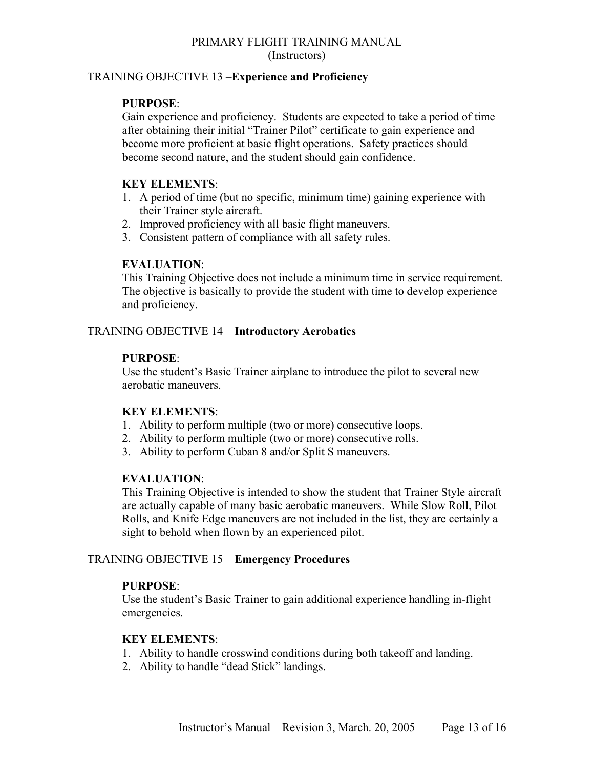## TRAINING OBJECTIVE 13 –**Experience and Proficiency**

**PURPOSE**:
Gain experience and proficiency. Students are expected to take a period of time after obtaining their initial "Trainer Pilot" certificate to gain experience and become more proficient at basic flight operations. Safety practices should become second nature, and the student should gain confidence.

**KEY ELEMENTS**:

1. A period of time (but no specific, minimum time) gaining experience with their Trainer style aircraft.
2. Improved proficiency with all basic flight maneuvers.
3. Consistent pattern of compliance with all safety rules.

**EVALUATION**:
This Training Objective does not include a minimum time in service requirement. The objective is basically to provide the student with time to develop experience and proficiency.

## TRAINING OBJECTIVE 14 – **Introductory Aerobatics**

**PURPOSE**:
Use the student's Basic Trainer airplane to introduce the pilot to several new aerobatic maneuvers.

**KEY ELEMENTS**:

1. Ability to perform multiple (two or more) consecutive loops.
2. Ability to perform multiple (two or more) consecutive rolls.
3. Ability to perform Cuban 8 and/or Split S maneuvers.

**EVALUATION**:
This Training Objective is intended to show the student that Trainer Style aircraft are actually capable of many basic aerobatic maneuvers. While Slow Roll, Pilot Rolls, and Knife Edge maneuvers are not included in the list, they are certainly a sight to behold when flown by an experienced pilot.

## TRAINING OBJECTIVE 15 – **Emergency Procedures**

**PURPOSE**:
Use the student's Basic Trainer to gain additional experience handling in-flight emergencies.

**KEY ELEMENTS**:

1. Ability to handle crosswind conditions during both takeoff and landing.
2. Ability to handle "dead Stick" landings.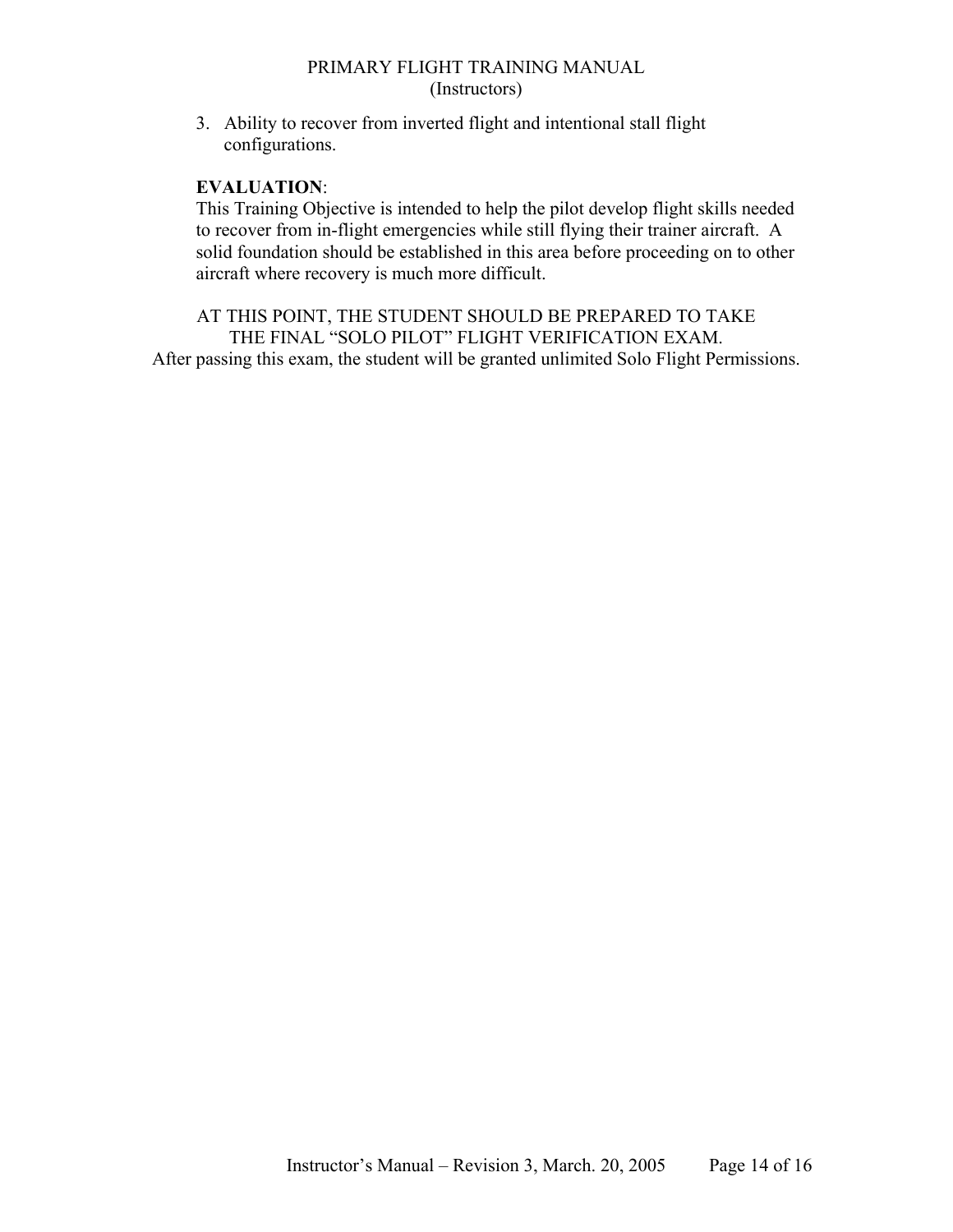3. Ability to recover from inverted flight and intentional stall flight configurations.

**EVALUATION**:
This Training Objective is intended to help the pilot develop flight skills needed to recover from in-flight emergencies while still flying their trainer aircraft. A solid foundation should be established in this area before proceeding on to other aircraft where recovery is much more difficult.

AT THIS POINT, THE STUDENT SHOULD BE PREPARED TO TAKE THE FINAL "SOLO PILOT" FLIGHT VERIFICATION EXAM.
After passing this exam, the student will be granted unlimited Solo Flight Permissions.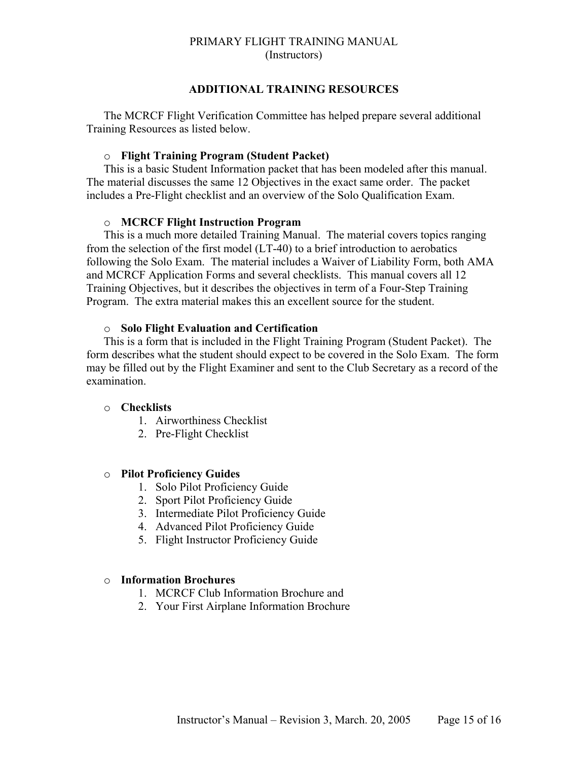## ADDITIONAL TRAINING RESOURCES

The MCRCF Flight Verification Committee has helped prepare several additional Training Resources as listed below.

- **Flight Training Program (Student Packet)**

This is a basic Student Information packet that has been modeled after this manual. The material discusses the same 12 Objectives in the exact same order. The packet includes a Pre-Flight checklist and an overview of the Solo Qualification Exam.

- **MCRCF Flight Instruction Program**

This is a much more detailed Training Manual. The material covers topics ranging from the selection of the first model (LT-40) to a brief introduction to aerobatics following the Solo Exam. The material includes a Waiver of Liability Form, both AMA and MCRCF Application Forms and several checklists. This manual covers all 12 Training Objectives, but it describes the objectives in term of a Four-Step Training Program. The extra material makes this an excellent source for the student.

- **Solo Flight Evaluation and Certification**

This is a form that is included in the Flight Training Program (Student Packet). The form describes what the student should expect to be covered in the Solo Exam. The form may be filled out by the Flight Examiner and sent to the Club Secretary as a record of the examination.

- **Checklists**
  1. Airworthiness Checklist
  2. Pre-Flight Checklist

- **Pilot Proficiency Guides**
  1. Solo Pilot Proficiency Guide
  2. Sport Pilot Proficiency Guide
  3. Intermediate Pilot Proficiency Guide
  4. Advanced Pilot Proficiency Guide
  5. Flight Instructor Proficiency Guide

- **Information Brochures**
  1. MCRCF Club Information Brochure and
  2. Your First Airplane Information Brochure